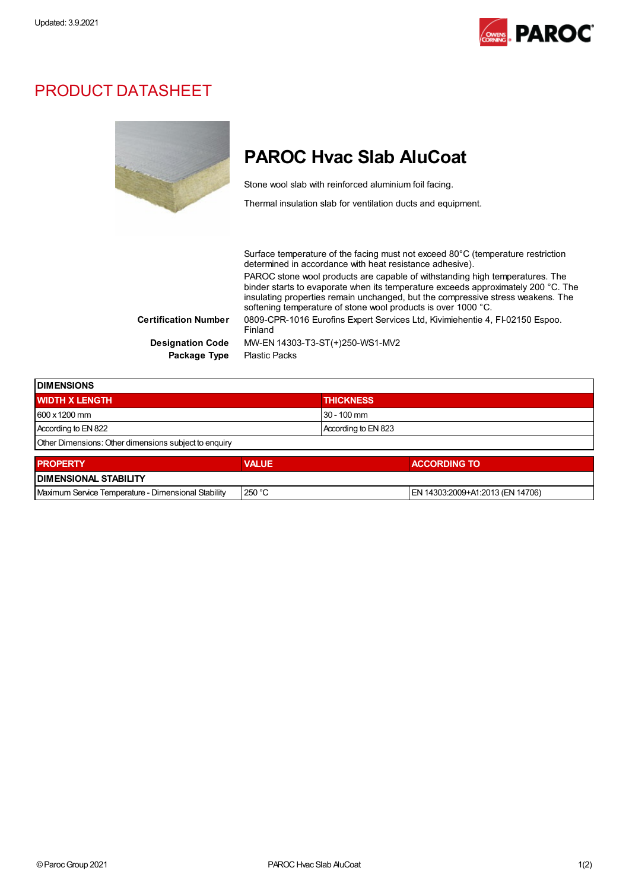Updated: 3.9.2021

# PRODUCT DATASHEET

## PAROC Hvac Slab AluCoat

Stone wool slab with reinforced aluminium foil facing.

Thermal insulation slab for ventilation ducts and equipment.

Surface temperature of the facing must not exceed 80°C (temperature restriction determined in accordance with heat resistance adhesive).

PAROC stone wool products are capable of withstanding high temperatures. The binder starts to evaporate when its temperature exceeds approximately 200 °C. The insulating properties remain unchanged, but the compressive stress weakens. The softening temperature of stone wool products is over 1000 °C.

**Certification Number** 0809-CPR-1016 Eurofins Expert Services Ltd, Kivimiehentie 4, FI-02150 Espoo. Finland

**Designation Code** MW-EN 14303-T3-ST(+)250-WS1-MV2

**Package Type** Plastic Packs

| DIMENSIONS | |
|---|---|
| **WIDTH X LENGTH** | **THICKNESS** |
| 600 x 1200 mm | 30 - 100 mm |
| According to EN 822 | According to EN 823 |
| Other Dimensions: Other dimensions subject to enquiry | |

| PROPERTY | VALUE | ACCORDING TO |
|---|---|---|
| **DIMENSIONAL STABILITY** | | |
| Maximum Service Temperature - Dimensional Stability | 250 °C | EN 14303:2009+A1:2013 (EN 14706) |

© Paroc Group 2021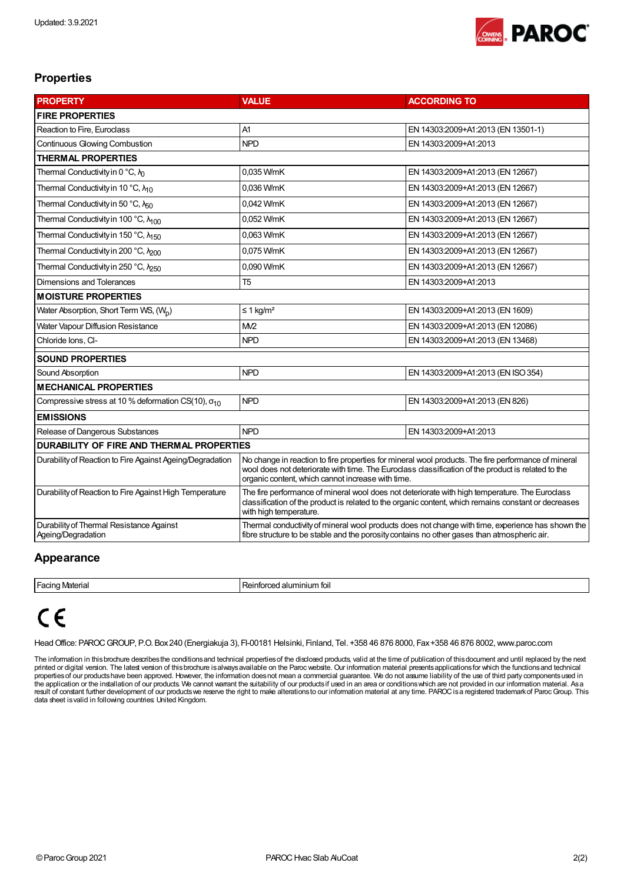Updated: 3.9.2021

## Properties

| PROPERTY | VALUE | ACCORDING TO |
|---|---|---|
| **FIRE PROPERTIES** | | |
| Reaction to Fire, Euroclass | A1 | EN 14303:2009+A1:2013 (EN 13501-1) |
| Continuous Glowing Combustion | NPD | EN 14303:2009+A1:2013 |
| **THERMAL PROPERTIES** | | |
| Thermal Conductivity in 0 °C, $\lambda_0$ | 0,035 W/mK | EN 14303:2009+A1:2013 (EN 12667) |
| Thermal Conductivity in 10 °C, $\lambda_{10}$ | 0,036 W/mK | EN 14303:2009+A1:2013 (EN 12667) |
| Thermal Conductivity in 50 °C, $\lambda_{50}$ | 0,042 W/mK | EN 14303:2009+A1:2013 (EN 12667) |
| Thermal Conductivity in 100 °C, $\lambda_{100}$ | 0,052 W/mK | EN 14303:2009+A1:2013 (EN 12667) |
| Thermal Conductivity in 150 °C, $\lambda_{150}$ | 0,063 W/mK | EN 14303:2009+A1:2013 (EN 12667) |
| Thermal Conductivity in 200 °C, $\lambda_{200}$ | 0,075 W/mK | EN 14303:2009+A1:2013 (EN 12667) |
| Thermal Conductivity in 250 °C, $\lambda_{250}$ | 0,090 W/mK | EN 14303:2009+A1:2013 (EN 12667) |
| Dimensions and Tolerances | T5 | EN 14303:2009+A1:2013 |
| **MOISTURE PROPERTIES** | | |
| Water Absorption, Short Term WS, ($W_p$) | ≤ 1 kg/m² | EN 14303:2009+A1:2013 (EN 1609) |
| Water Vapour Diffusion Resistance | MV2 | EN 14303:2009+A1:2013 (EN 12086) |
| Chloride Ions, Cl- | NPD | EN 14303:2009+A1:2013 (EN 13468) |
| **SOUND PROPERTIES** | | |
| Sound Absorption | NPD | EN 14303:2009+A1:2013 (EN ISO 354) |
| **MECHANICAL PROPERTIES** | | |
| Compressive stress at 10 % deformation CS(10), $\sigma_{10}$ | NPD | EN 14303:2009+A1:2013 (EN 826) |
| **EMISSIONS** | | |
| Release of Dangerous Substances | NPD | EN 14303:2009+A1:2013 |
| **DURABILITY OF FIRE AND THERMAL PROPERTIES** | | |
| Durability of Reaction to Fire Against Ageing/Degradation | No change in reaction to fire properties for mineral wool products. The fire performance of mineral wool does not deteriorate with time. The Euroclass classification of the product is related to the organic content, which cannot increase with time. | |
| Durability of Reaction to Fire Against High Temperature | The fire performance of mineral wool does not deteriorate with high temperature. The Euroclass classification of the product is related to the organic content, which remains constant or decreases with high temperature. | |
| Durability of Thermal Resistance Against Ageing/Degradation | Thermal conductivity of mineral wool products does not change with time, experience has shown the fibre structure to be stable and the porosity contains no other gases than atmospheric air. | |

## Appearance

| | |
|---|---|
| Facing Material | Reinforced aluminium foil |

CE

Head Office: PAROC GROUP, P.O. Box 240 (Energiakuja 3), FI-00181 Helsinki, Finland, Tel. +358 46 876 8000, Fax +358 46 876 8002, www.paroc.com

The information in this brochure describes the conditions and technical properties of the disclosed products, valid at the time of publication of this document and until replaced by the next printed or digital version. The latest version of this brochure is always available on the Paroc website. Our information material presents applications for which the functions and technical properties of our products have been approved. However, the information does not mean a commercial guarantee. We do not assume liability of the use of third party components used in the application or the installation of our products. We cannot warrant the suitability of our products if used in an area or conditions which are not provided in our information material. As a result of constant further development of our products we reserve the right to make alterations to our information material at any time. PAROC is a registered trademark of Paroc Group. This data sheet is valid in following countries: United Kingdom.

© Paroc Group 2021 PAROC Hvac Slab AluCoat